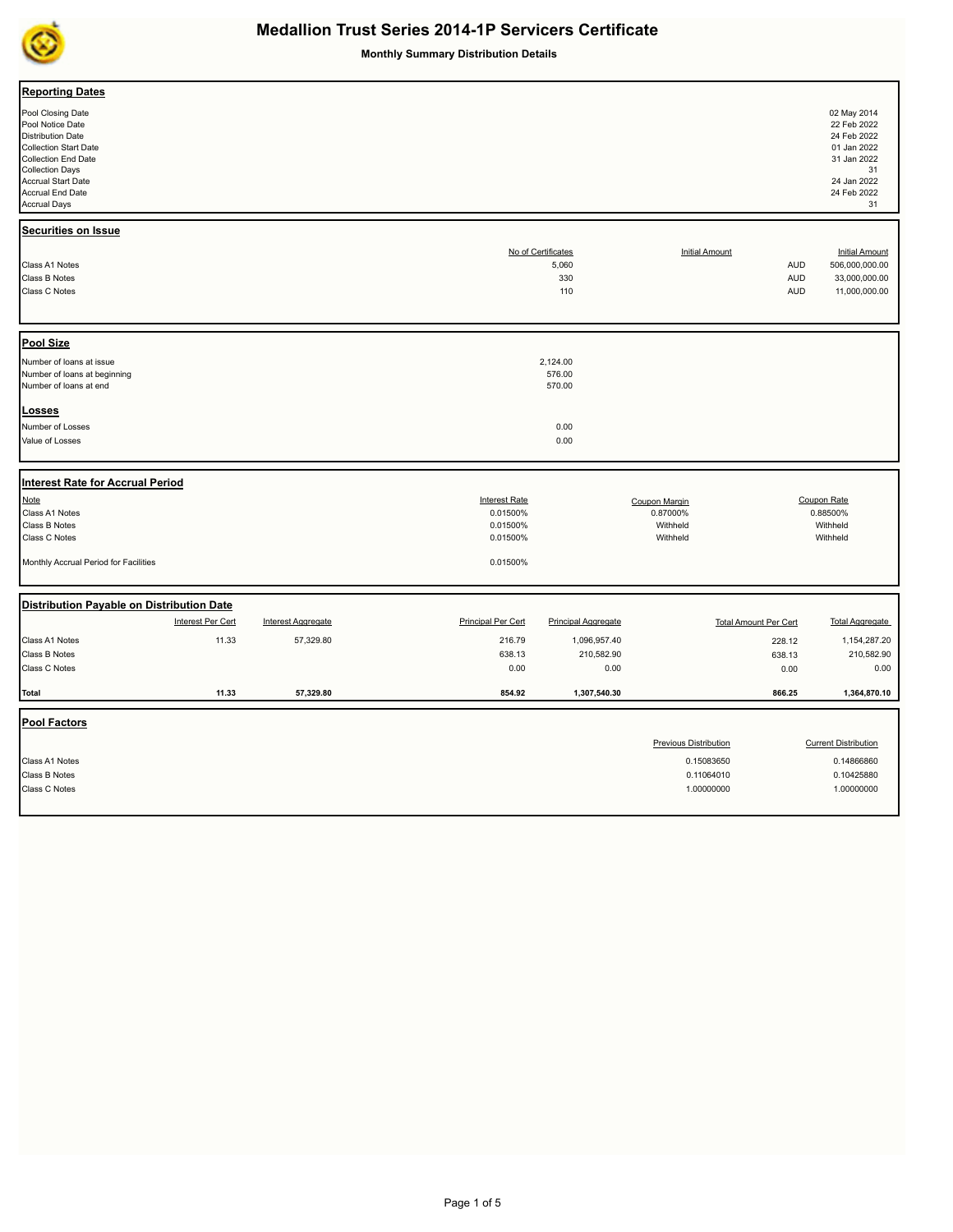# Medallion Trust Series 2014-1P Servicers Certificate

**Monthly Summary Distribution Details**

## Reporting Dates

| | |
|---|---|
| Pool Closing Date | 02 May 2014 |
| Pool Notice Date | 22 Feb 2022 |
| Distribution Date | 24 Feb 2022 |
| Collection Start Date | 01 Jan 2022 |
| Collection End Date | 31 Jan 2022 |
| Collection Days | 31 |
| Accrual Start Date | 24 Jan 2022 |
| Accrual End Date | 24 Feb 2022 |
| Accrual Days | 31 |

## Securities on Issue

| | No of Certificates | Initial Amount | Initial Amount |
|---|---|---|---|
| Class A1 Notes | 5,060 | AUD | 506,000,000.00 |
| Class B Notes | 330 | AUD | 33,000,000.00 |
| Class C Notes | 110 | AUD | 11,000,000.00 |

## Pool Size

| | |
|---|---|
| Number of loans at issue | 2,124.00 |
| Number of loans at beginning | 576.00 |
| Number of loans at end | 570.00 |

## Losses

| | |
|---|---|
| Number of Losses | 0.00 |
| Value of Losses | 0.00 |

## Interest Rate for Accrual Period

| Note | Interest Rate | Coupon Margin | Coupon Rate |
|---|---|---|---|
| Class A1 Notes | 0.01500% | 0.87000% | 0.88500% |
| Class B Notes | 0.01500% | Withheld | Withheld |
| Class C Notes | 0.01500% | Withheld | Withheld |
| Monthly Accrual Period for Facilities | 0.01500% | | |

## Distribution Payable on Distribution Date

| | Interest Per Cert | Interest Aggregate | Principal Per Cert | Principal Aggregate | Total Amount Per Cert | Total Aggregate |
|---|---|---|---|---|---|---|
| Class A1 Notes | 11.33 | 57,329.80 | 216.79 | 1,096,957.40 | 228.12 | 1,154,287.20 |
| Class B Notes | | | 638.13 | 210,582.90 | 638.13 | 210,582.90 |
| Class C Notes | | | 0.00 | 0.00 | 0.00 | 0.00 |
| **Total** | **11.33** | **57,329.80** | **854.92** | **1,307,540.30** | **866.25** | **1,364,870.10** |

## Pool Factors

| | Previous Distribution | Current Distribution |
|---|---|---|
| Class A1 Notes | 0.15083650 | 0.14866860 |
| Class B Notes | 0.11064010 | 0.10425880 |
| Class C Notes | 1.00000000 | 1.00000000 |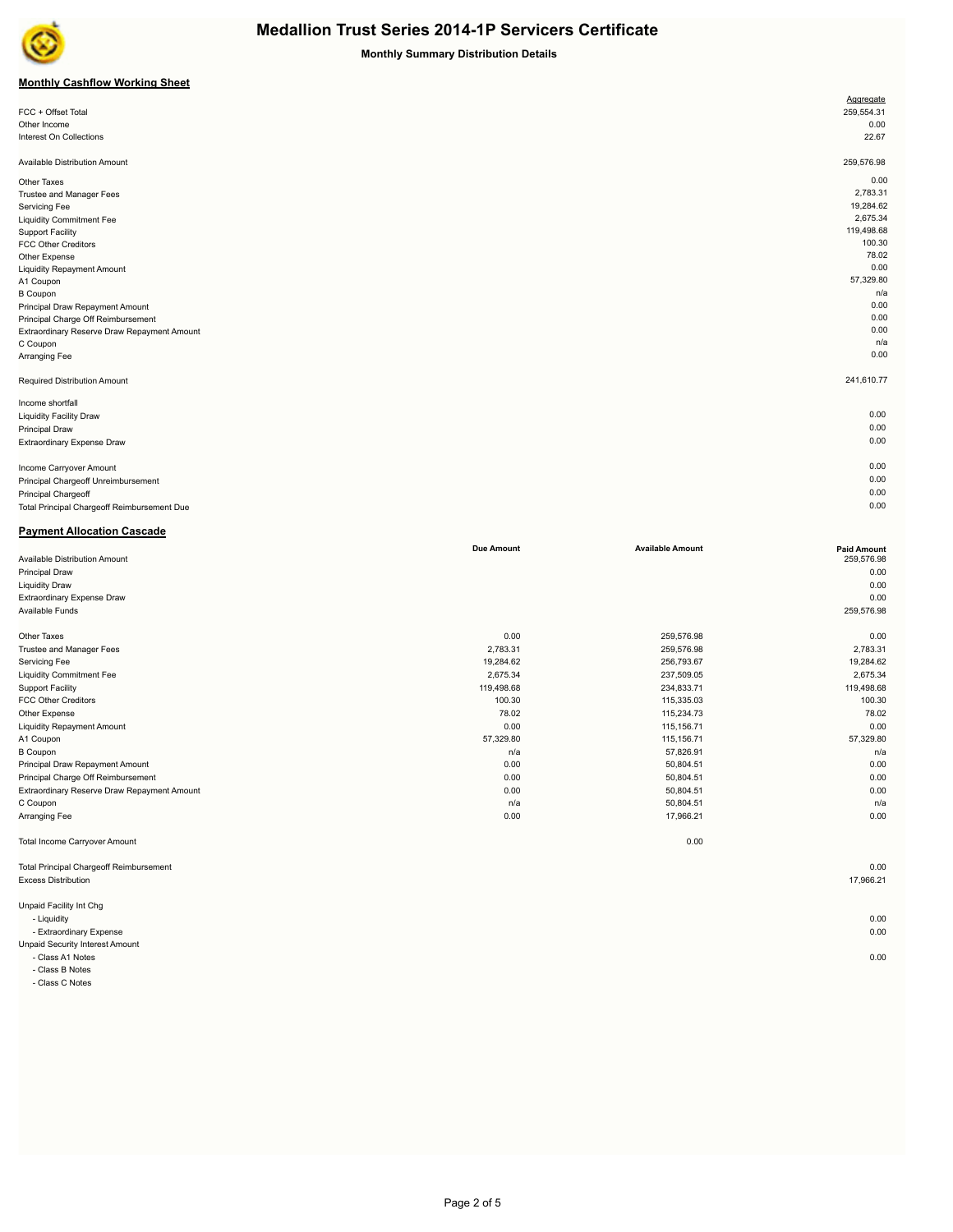# Medallion Trust Series 2014-1P Servicers Certificate

**Monthly Summary Distribution Details**

## Monthly Cashflow Working Sheet

| | Aggregate |
|---|---|
| FCC + Offset Total | 259,554.31 |
| Other Income | 0.00 |
| Interest On Collections | 22.67 |
| | |
| Available Distribution Amount | 259,576.98 |
| | |
| Other Taxes | 0.00 |
| Trustee and Manager Fees | 2,783.31 |
| Servicing Fee | 19,284.62 |
| Liquidity Commitment Fee | 2,675.34 |
| Support Facility | 119,498.68 |
| FCC Other Creditors | 100.30 |
| Other Expense | 78.02 |
| Liquidity Repayment Amount | 0.00 |
| A1 Coupon | 57,329.80 |
| B Coupon | n/a |
| Principal Draw Repayment Amount | 0.00 |
| Principal Charge Off Reimbursement | 0.00 |
| Extraordinary Reserve Draw Repayment Amount | 0.00 |
| C Coupon | n/a |
| Arranging Fee | 0.00 |
| | |
| Required Distribution Amount | 241,610.77 |
| | |
| Income shortfall | |
| Liquidity Facility Draw | 0.00 |
| Principal Draw | 0.00 |
| Extraordinary Expense Draw | 0.00 |
| | |
| Income Carryover Amount | 0.00 |
| Principal Chargeoff Unreimbursement | 0.00 |
| Principal Chargeoff | 0.00 |
| Total Principal Chargeoff Reimbursement Due | 0.00 |

## Payment Allocation Cascade

| | Due Amount | Available Amount | Paid Amount |
|---|---|---|---|
| Available Distribution Amount | | | 259,576.98 |
| Principal Draw | | | 0.00 |
| Liquidity Draw | | | 0.00 |
| Extraordinary Expense Draw | | | 0.00 |
| Available Funds | | | 259,576.98 |
| | | | |
| Other Taxes | 0.00 | 259,576.98 | 0.00 |
| Trustee and Manager Fees | 2,783.31 | 259,576.98 | 2,783.31 |
| Servicing Fee | 19,284.62 | 256,793.67 | 19,284.62 |
| Liquidity Commitment Fee | 2,675.34 | 237,509.05 | 2,675.34 |
| Support Facility | 119,498.68 | 234,833.71 | 119,498.68 |
| FCC Other Creditors | 100.30 | 115,335.03 | 100.30 |
| Other Expense | 78.02 | 115,234.73 | 78.02 |
| Liquidity Repayment Amount | 0.00 | 115,156.71 | 0.00 |
| A1 Coupon | 57,329.80 | 115,156.71 | 57,329.80 |
| B Coupon | n/a | 57,826.91 | n/a |
| Principal Draw Repayment Amount | 0.00 | 50,804.51 | 0.00 |
| Principal Charge Off Reimbursement | 0.00 | 50,804.51 | 0.00 |
| Extraordinary Reserve Draw Repayment Amount | 0.00 | 50,804.51 | 0.00 |
| C Coupon | n/a | 50,804.51 | n/a |
| Arranging Fee | 0.00 | 17,966.21 | 0.00 |
| | | | |
| Total Income Carryover Amount | | 0.00 | |
| | | | |
| Total Principal Chargeoff Reimbursement | | | 0.00 |
| Excess Distribution | | | 17,966.21 |
| | | | |
| Unpaid Facility Int Chg | | | |
| - Liquidity | | | 0.00 |
| - Extraordinary Expense | | | 0.00 |
| Unpaid Security Interest Amount | | | |
| - Class A1 Notes | | | 0.00 |
| - Class B Notes | | | |
| - Class C Notes | | | |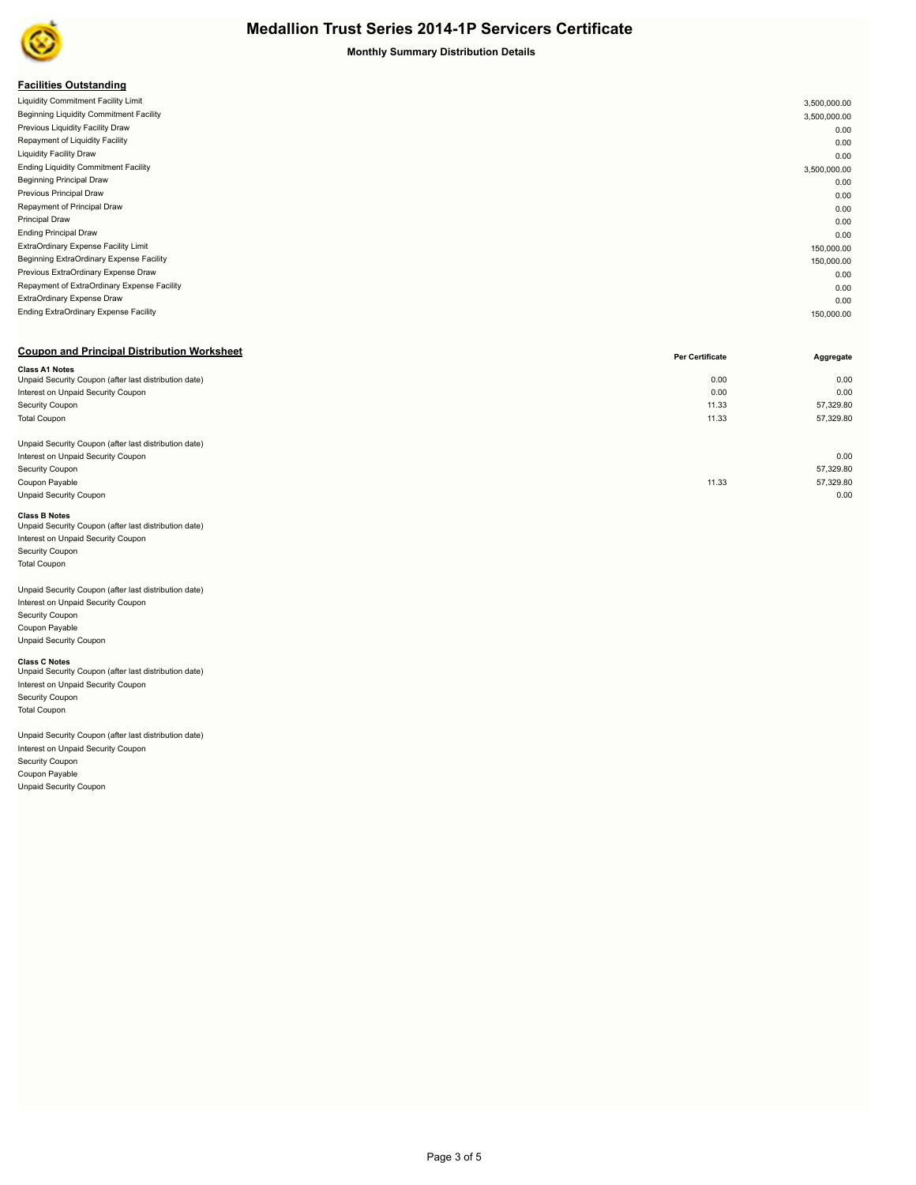# Medallion Trust Series 2014-1P Servicers Certificate

**Monthly Summary Distribution Details**

## Facilities Outstanding

| | |
|---|---|
| Liquidity Commitment Facility Limit | 3,500,000.00 |
| Beginning Liquidity Commitment Facility | 3,500,000.00 |
| Previous Liquidity Facility Draw | 0.00 |
| Repayment of Liquidity Facility | 0.00 |
| Liquidity Facility Draw | 0.00 |
| Ending Liquidity Commitment Facility | 3,500,000.00 |
| Beginning Principal Draw | 0.00 |
| Previous Principal Draw | 0.00 |
| Repayment of Principal Draw | 0.00 |
| Principal Draw | 0.00 |
| Ending Principal Draw | 0.00 |
| ExtraOrdinary Expense Facility Limit | 150,000.00 |
| Beginning ExtraOrdinary Expense Facility | 150,000.00 |
| Previous ExtraOrdinary Expense Draw | 0.00 |
| Repayment of ExtraOrdinary Expense Facility | 0.00 |
| ExtraOrdinary Expense Draw | 0.00 |
| Ending ExtraOrdinary Expense Facility | 150,000.00 |

## Coupon and Principal Distribution Worksheet

| | Per Certificate | Aggregate |
|---|---|---|
| **Class A1 Notes** | | |
| Unpaid Security Coupon (after last distribution date) | 0.00 | 0.00 |
| Interest on Unpaid Security Coupon | 0.00 | 0.00 |
| Security Coupon | 11.33 | 57,329.80 |
| Total Coupon | 11.33 | 57,329.80 |
| | | |
| Unpaid Security Coupon (after last distribution date) | | |
| Interest on Unpaid Security Coupon | | 0.00 |
| Security Coupon | | 57,329.80 |
| Coupon Payable | 11.33 | 57,329.80 |
| Unpaid Security Coupon | | 0.00 |
| **Class B Notes** | | |
| Unpaid Security Coupon (after last distribution date) | | |
| Interest on Unpaid Security Coupon | | |
| Security Coupon | | |
| Total Coupon | | |
| | | |
| Unpaid Security Coupon (after last distribution date) | | |
| Interest on Unpaid Security Coupon | | |
| Security Coupon | | |
| Coupon Payable | | |
| Unpaid Security Coupon | | |
| **Class C Notes** | | |
| Unpaid Security Coupon (after last distribution date) | | |
| Interest on Unpaid Security Coupon | | |
| Security Coupon | | |
| Total Coupon | | |
| | | |
| Unpaid Security Coupon (after last distribution date) | | |
| Interest on Unpaid Security Coupon | | |
| Security Coupon | | |
| Coupon Payable | | |
| Unpaid Security Coupon | | |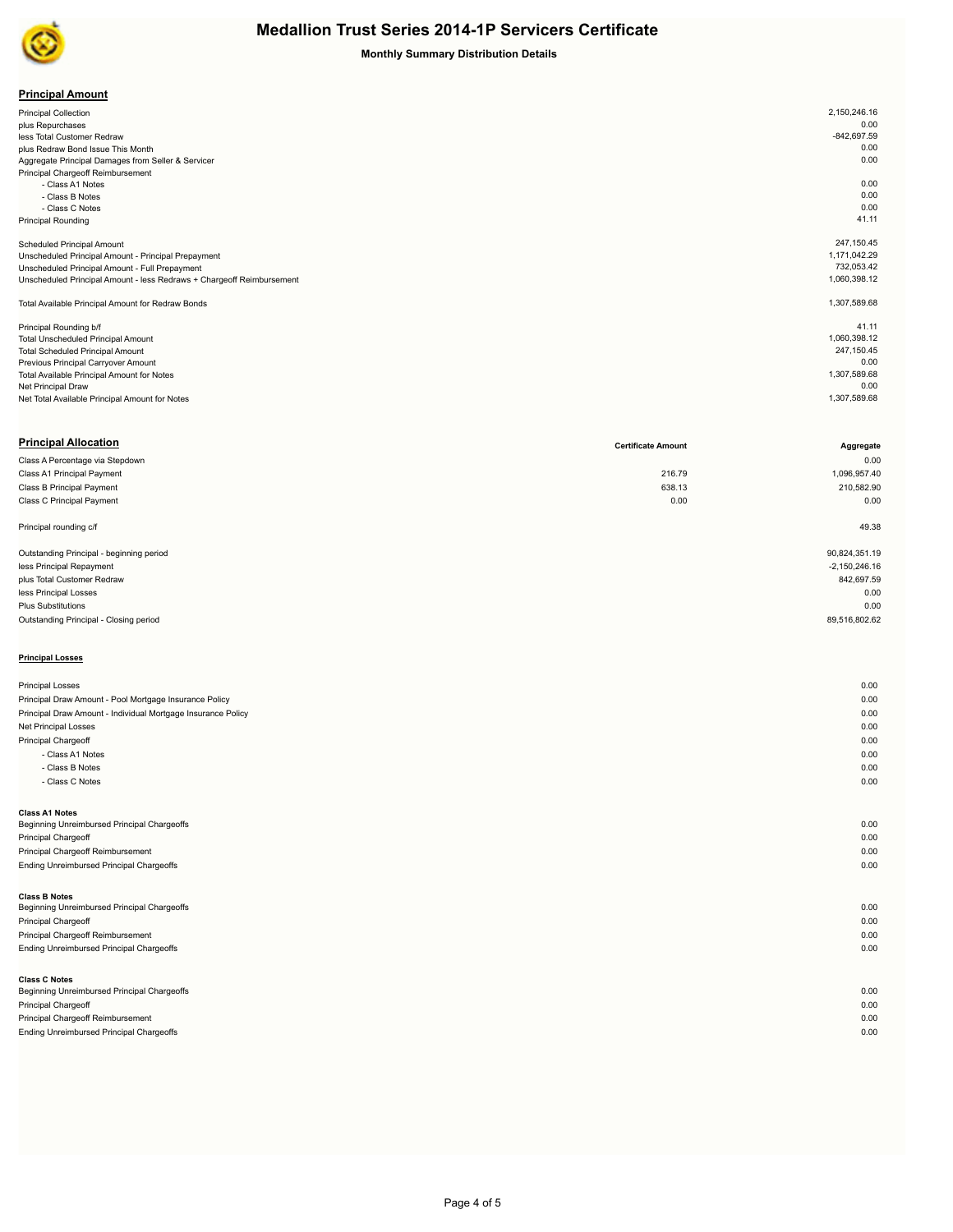# Medallion Trust Series 2014-1P Servicers Certificate

**Monthly Summary Distribution Details**

## Principal Amount

| | |
|---|---|
| Principal Collection | 2,150,246.16 |
| plus Repurchases | 0.00 |
| less Total Customer Redraw | -842,697.59 |
| plus Redraw Bond Issue This Month | 0.00 |
| Aggregate Principal Damages from Seller & Servicer | 0.00 |
| Principal Chargeoff Reimbursement | |
| - Class A1 Notes | 0.00 |
| - Class B Notes | 0.00 |
| - Class C Notes | 0.00 |
| Principal Rounding | 41.11 |
| | |
| Scheduled Principal Amount | 247,150.45 |
| Unscheduled Principal Amount - Principal Prepayment | 1,171,042.29 |
| Unscheduled Principal Amount - Full Prepayment | 732,053.42 |
| Unscheduled Principal Amount - less Redraws + Chargeoff Reimbursement | 1,060,398.12 |
| | |
| Total Available Principal Amount for Redraw Bonds | 1,307,589.68 |
| | |
| Principal Rounding b/f | 41.11 |
| Total Unscheduled Principal Amount | 1,060,398.12 |
| Total Scheduled Principal Amount | 247,150.45 |
| Previous Principal Carryover Amount | 0.00 |
| Total Available Principal Amount for Notes | 1,307,589.68 |
| Net Principal Draw | 0.00 |
| Net Total Available Principal Amount for Notes | 1,307,589.68 |

## Principal Allocation

| | Certificate Amount | Aggregate |
|---|---|---|
| Class A Percentage via Stepdown | | 0.00 |
| Class A1 Principal Payment | 216.79 | 1,096,957.40 |
| Class B Principal Payment | 638.13 | 210,582.90 |
| Class C Principal Payment | 0.00 | 0.00 |
| | | |
| Principal rounding c/f | | 49.38 |
| | | |
| Outstanding Principal - beginning period | | 90,824,351.19 |
| less Principal Repayment | | -2,150,246.16 |
| plus Total Customer Redraw | | 842,697.59 |
| less Principal Losses | | 0.00 |
| Plus Substitutions | | 0.00 |
| Outstanding Principal - Closing period | | 89,516,802.62 |

## Principal Losses

| | |
|---|---|
| Principal Losses | 0.00 |
| Principal Draw Amount - Pool Mortgage Insurance Policy | 0.00 |
| Principal Draw Amount - Individual Mortgage Insurance Policy | 0.00 |
| Net Principal Losses | 0.00 |
| Principal Chargeoff | 0.00 |
| - Class A1 Notes | 0.00 |
| - Class B Notes | 0.00 |
| - Class C Notes | 0.00 |

**Class A1 Notes**

| | |
|---|---|
| Beginning Unreimbursed Principal Chargeoffs | 0.00 |
| Principal Chargeoff | 0.00 |
| Principal Chargeoff Reimbursement | 0.00 |
| Ending Unreimbursed Principal Chargeoffs | 0.00 |

**Class B Notes**

| | |
|---|---|
| Beginning Unreimbursed Principal Chargeoffs | 0.00 |
| Principal Chargeoff | 0.00 |
| Principal Chargeoff Reimbursement | 0.00 |
| Ending Unreimbursed Principal Chargeoffs | 0.00 |

**Class C Notes**

| | |
|---|---|
| Beginning Unreimbursed Principal Chargeoffs | 0.00 |
| Principal Chargeoff | 0.00 |
| Principal Chargeoff Reimbursement | 0.00 |
| Ending Unreimbursed Principal Chargeoffs | 0.00 |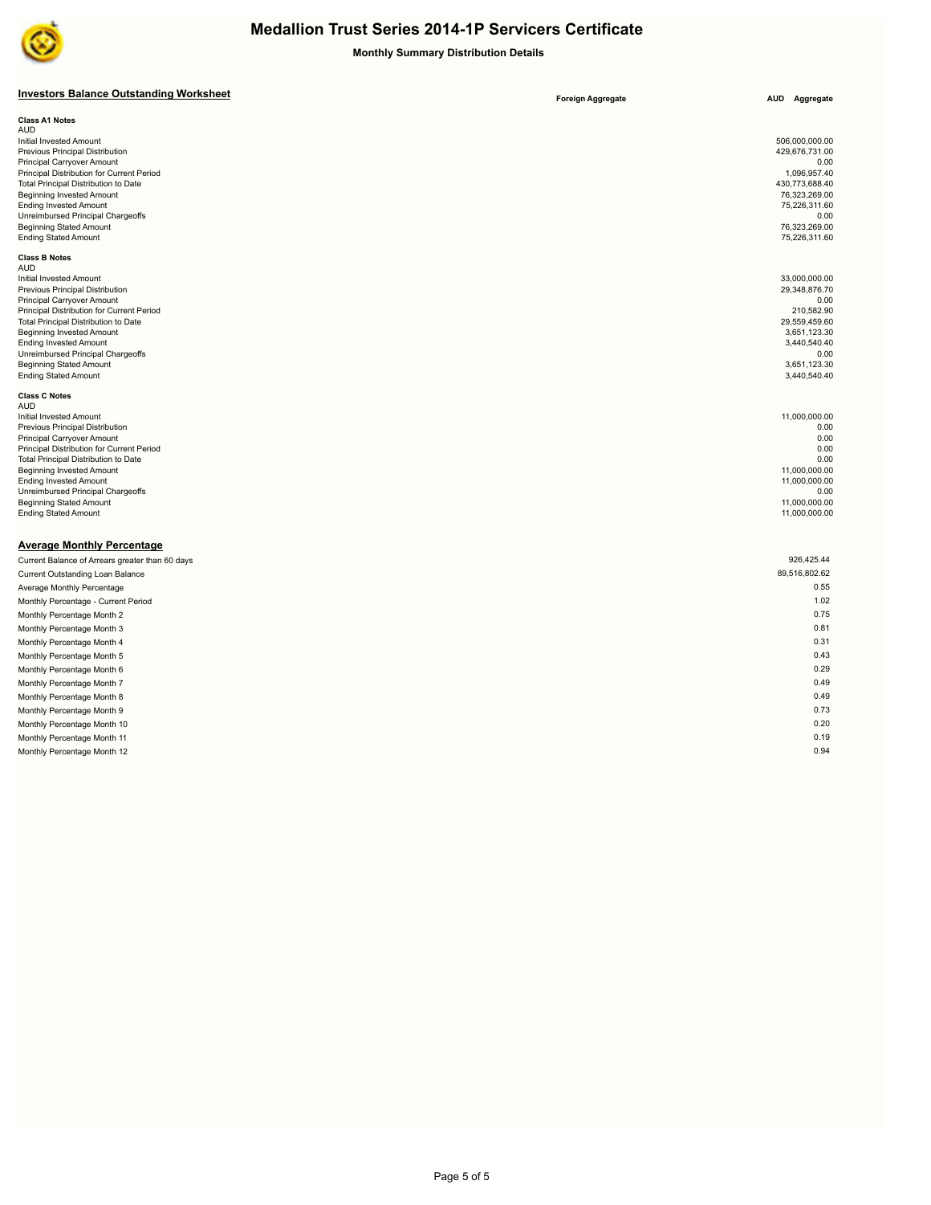# Medallion Trust Series 2014-1P Servicers Certificate

**Monthly Summary Distribution Details**

## Investors Balance Outstanding Worksheet

| | Foreign Aggregate | AUD Aggregate |
|---|---|---|
| **Class A1 Notes** | | |
| AUD | | |
| Initial Invested Amount | | 506,000,000.00 |
| Previous Principal Distribution | | 429,676,731.00 |
| Principal Carryover Amount | | 0.00 |
| Principal Distribution for Current Period | | 1,096,957.40 |
| Total Principal Distribution to Date | | 430,773,688.40 |
| Beginning Invested Amount | | 76,323,269.00 |
| Ending Invested Amount | | 75,226,311.60 |
| Unreimbursed Principal Chargeoffs | | 0.00 |
| Beginning Stated Amount | | 76,323,269.00 |
| Ending Stated Amount | | 75,226,311.60 |
| **Class B Notes** | | |
| AUD | | |
| Initial Invested Amount | | 33,000,000.00 |
| Previous Principal Distribution | | 29,348,876.70 |
| Principal Carryover Amount | | 0.00 |
| Principal Distribution for Current Period | | 210,582.90 |
| Total Principal Distribution to Date | | 29,559,459.60 |
| Beginning Invested Amount | | 3,651,123.30 |
| Ending Invested Amount | | 3,440,540.40 |
| Unreimbursed Principal Chargeoffs | | 0.00 |
| Beginning Stated Amount | | 3,651,123.30 |
| Ending Stated Amount | | 3,440,540.40 |
| **Class C Notes** | | |
| AUD | | |
| Initial Invested Amount | | 11,000,000.00 |
| Previous Principal Distribution | | 0.00 |
| Principal Carryover Amount | | 0.00 |
| Principal Distribution for Current Period | | 0.00 |
| Total Principal Distribution to Date | | 0.00 |
| Beginning Invested Amount | | 11,000,000.00 |
| Ending Invested Amount | | 11,000,000.00 |
| Unreimbursed Principal Chargeoffs | | 0.00 |
| Beginning Stated Amount | | 11,000,000.00 |
| Ending Stated Amount | | 11,000,000.00 |

## Average Monthly Percentage

| | |
|---|---|
| Current Balance of Arrears greater than 60 days | 926,425.44 |
| Current Outstanding Loan Balance | 89,516,802.62 |
| Average Monthly Percentage | 0.55 |
| Monthly Percentage - Current Period | 1.02 |
| Monthly Percentage Month 2 | 0.75 |
| Monthly Percentage Month 3 | 0.81 |
| Monthly Percentage Month 4 | 0.31 |
| Monthly Percentage Month 5 | 0.43 |
| Monthly Percentage Month 6 | 0.29 |
| Monthly Percentage Month 7 | 0.49 |
| Monthly Percentage Month 8 | 0.49 |
| Monthly Percentage Month 9 | 0.73 |
| Monthly Percentage Month 10 | 0.20 |
| Monthly Percentage Month 11 | 0.19 |
| Monthly Percentage Month 12 | 0.94 |